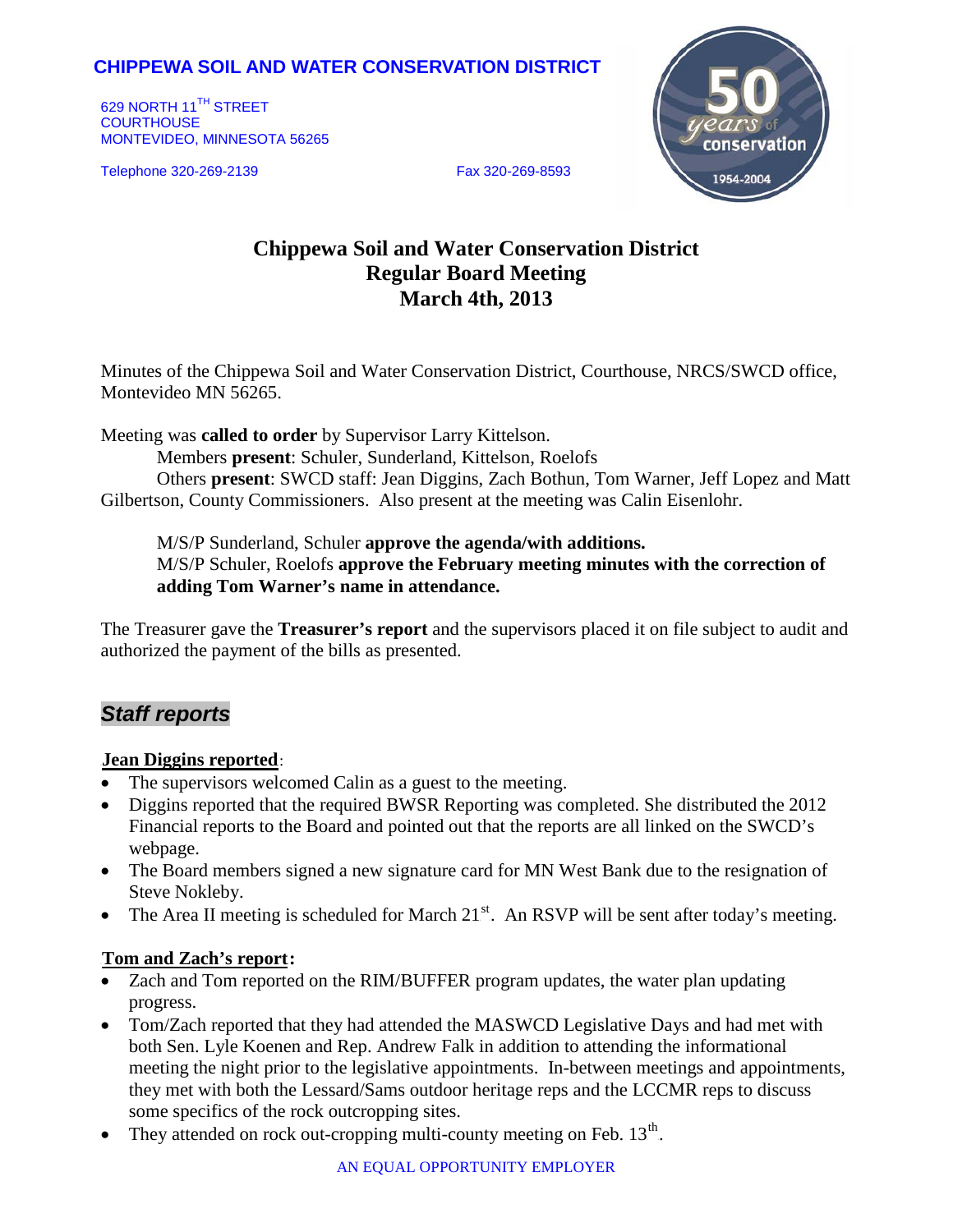**CHIPPEWA SOIL AND WATER CONSERVATION DISTRICT**

629 NORTH 11TH STREET
COURTHOUSE
MONTEVIDEO, MINNESOTA 56265

Telephone 320-269-2139 Fax 320-269-8593

# Chippewa Soil and Water Conservation District
## Regular Board Meeting
## March 4th, 2013

Minutes of the Chippewa Soil and Water Conservation District, Courthouse, NRCS/SWCD office, Montevideo MN 56265.

Meeting was **called to order** by Supervisor Larry Kittelson.

Members **present**: Schuler, Sunderland, Kittelson, Roelofs

Others **present**: SWCD staff: Jean Diggins, Zach Bothun, Tom Warner, Jeff Lopez and Matt Gilbertson, County Commissioners. Also present at the meeting was Calin Eisenlohr.

M/S/P Sunderland, Schuler **approve the agenda/with additions.**

M/S/P Schuler, Roelofs **approve the February meeting minutes with the correction of adding Tom Warner's name in attendance.**

The Treasurer gave the **Treasurer's report** and the supervisors placed it on file subject to audit and authorized the payment of the bills as presented.

## *Staff reports*

**Jean Diggins reported**:

- The supervisors welcomed Calin as a guest to the meeting.
- Diggins reported that the required BWSR Reporting was completed. She distributed the 2012 Financial reports to the Board and pointed out that the reports are all linked on the SWCD's webpage.
- The Board members signed a new signature card for MN West Bank due to the resignation of Steve Nokleby.
- The Area II meeting is scheduled for March 21st. An RSVP will be sent after today's meeting.

**Tom and Zach's report:**

- Zach and Tom reported on the RIM/BUFFER program updates, the water plan updating progress.
- Tom/Zach reported that they had attended the MASWCD Legislative Days and had met with both Sen. Lyle Koenen and Rep. Andrew Falk in addition to attending the informational meeting the night prior to the legislative appointments. In-between meetings and appointments, they met with both the Lessard/Sams outdoor heritage reps and the LCCMR reps to discuss some specifics of the rock outcropping sites.
- They attended on rock out-cropping multi-county meeting on Feb. 13th.

AN EQUAL OPPORTUNITY EMPLOYER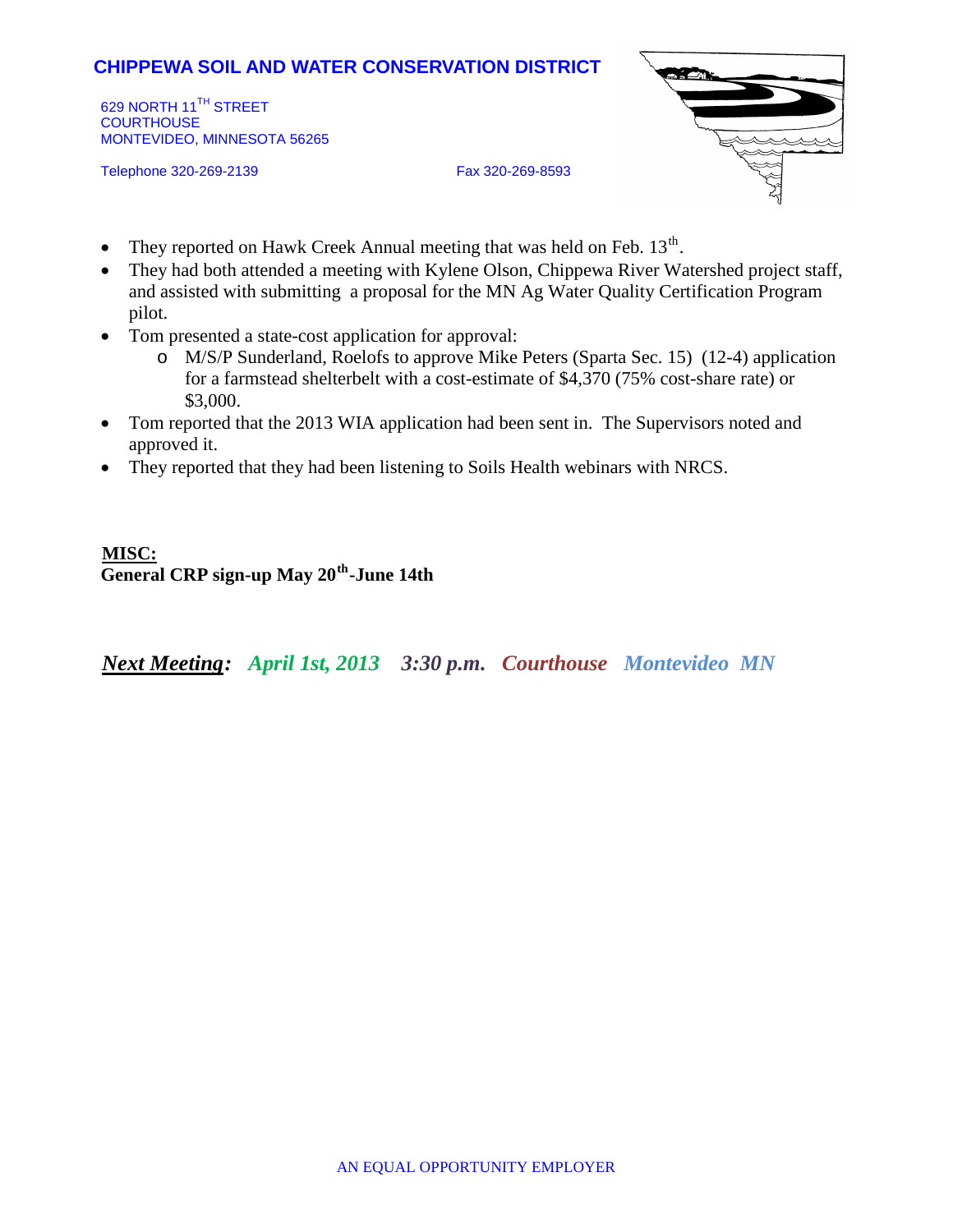**CHIPPEWA SOIL AND WATER CONSERVATION DISTRICT**

629 NORTH 11TH STREET
COURTHOUSE
MONTEVIDEO, MINNESOTA 56265

Telephone 320-269-2139 Fax 320-269-8593

- They reported on Hawk Creek Annual meeting that was held on Feb. 13th.
- They had both attended a meeting with Kylene Olson, Chippewa River Watershed project staff, and assisted with submitting a proposal for the MN Ag Water Quality Certification Program pilot.
- Tom presented a state-cost application for approval:
  - M/S/P Sunderland, Roelofs to approve Mike Peters (Sparta Sec. 15) (12-4) application for a farmstead shelterbelt with a cost-estimate of $4,370 (75% cost-share rate) or $3,000.
- Tom reported that the 2013 WIA application had been sent in. The Supervisors noted and approved it.
- They reported that they had been listening to Soils Health webinars with NRCS.

**MISC:**
**General CRP sign-up May 20th-June 14th**

***Next Meeting:*** ***April 1st, 2013 3:30 p.m. Courthouse Montevideo MN***

AN EQUAL OPPORTUNITY EMPLOYER